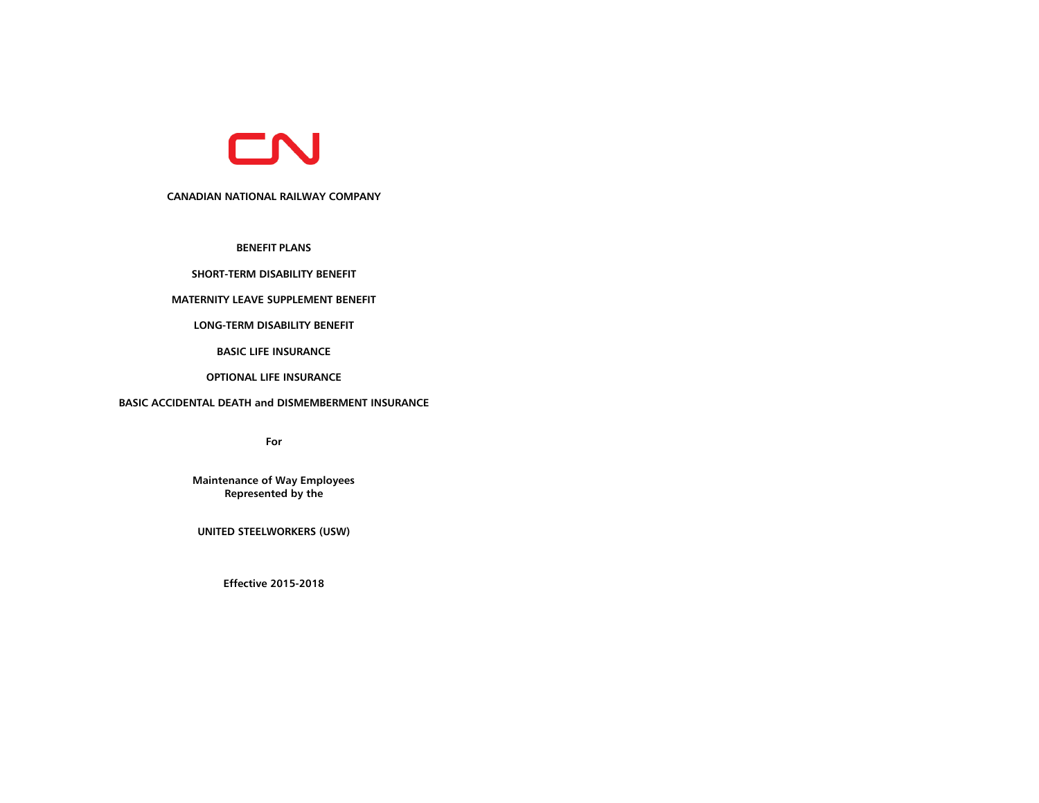CN

# CANADIAN NATIONAL RAILWAY COMPANY

## BENEFIT PLANS

**SHORT-TERM DISABILITY BENEFIT**

**MATERNITY LEAVE SUPPLEMENT BENEFIT**

**LONG-TERM DISABILITY BENEFIT**

**BASIC LIFE INSURANCE**

**OPTIONAL LIFE INSURANCE**

**BASIC ACCIDENTAL DEATH and DISMEMBERMENT INSURANCE**

**For**

**Maintenance of Way Employees**
**Represented by the**

**UNITED STEELWORKERS (USW)**

**Effective 2015-2018**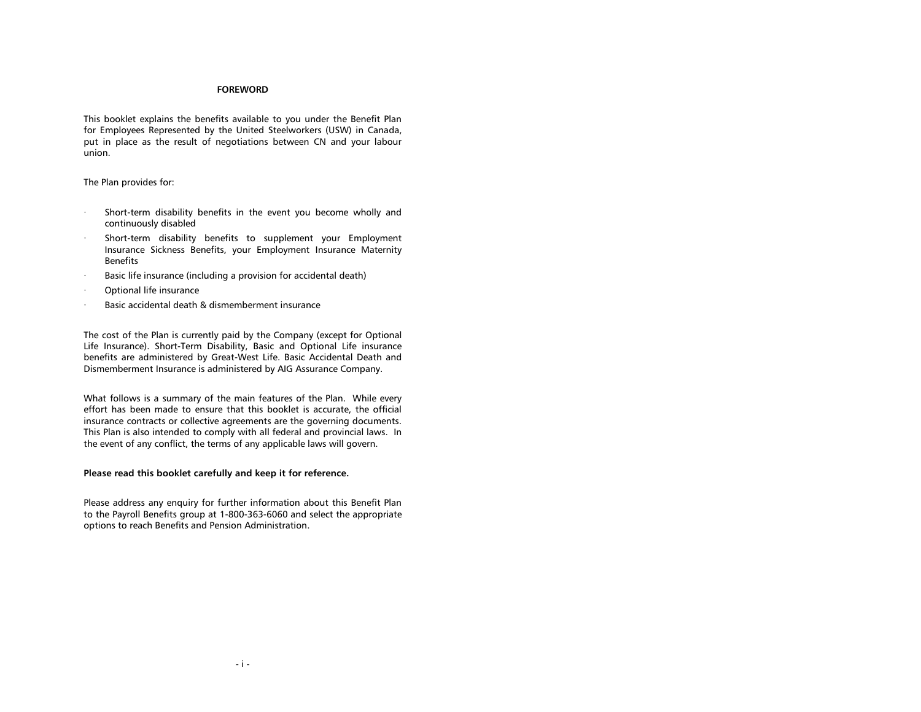## FOREWORD

This booklet explains the benefits available to you under the Benefit Plan for Employees Represented by the United Steelworkers (USW) in Canada, put in place as the result of negotiations between CN and your labour union.

The Plan provides for:

- Short-term disability benefits in the event you become wholly and continuously disabled
- Short-term disability benefits to supplement your Employment Insurance Sickness Benefits, your Employment Insurance Maternity Benefits
- Basic life insurance (including a provision for accidental death)
- Optional life insurance
- Basic accidental death & dismemberment insurance

The cost of the Plan is currently paid by the Company (except for Optional Life Insurance). Short-Term Disability, Basic and Optional Life insurance benefits are administered by Great-West Life. Basic Accidental Death and Dismemberment Insurance is administered by AIG Assurance Company.

What follows is a summary of the main features of the Plan. While every effort has been made to ensure that this booklet is accurate, the official insurance contracts or collective agreements are the governing documents. This Plan is also intended to comply with all federal and provincial laws. In the event of any conflict, the terms of any applicable laws will govern.

**Please read this booklet carefully and keep it for reference.**

Please address any enquiry for further information about this Benefit Plan to the Payroll Benefits group at 1-800-363-6060 and select the appropriate options to reach Benefits and Pension Administration.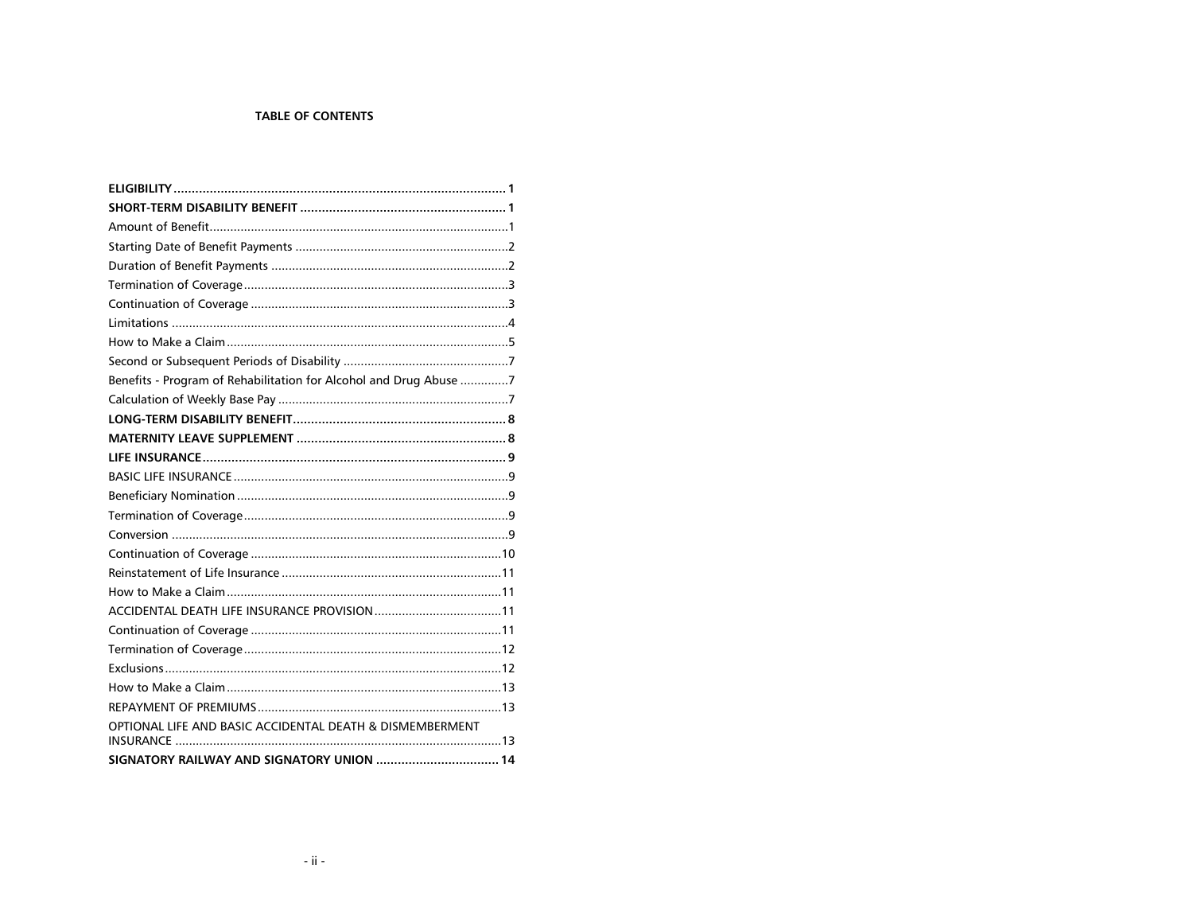**TABLE OF CONTENTS**

| | |
|---|---|
| **ELIGIBILITY** | **1** |
| **SHORT-TERM DISABILITY BENEFIT** | **1** |
| Amount of Benefit | 1 |
| Starting Date of Benefit Payments | 2 |
| Duration of Benefit Payments | 2 |
| Termination of Coverage | 3 |
| Continuation of Coverage | 3 |
| Limitations | 4 |
| How to Make a Claim | 5 |
| Second or Subsequent Periods of Disability | 7 |
| Benefits - Program of Rehabilitation for Alcohol and Drug Abuse | 7 |
| Calculation of Weekly Base Pay | 7 |
| **LONG-TERM DISABILITY BENEFIT** | **8** |
| **MATERNITY LEAVE SUPPLEMENT** | **8** |
| **LIFE INSURANCE** | **9** |
| BASIC LIFE INSURANCE | 9 |
| Beneficiary Nomination | 9 |
| Termination of Coverage | 9 |
| Conversion | 9 |
| Continuation of Coverage | 10 |
| Reinstatement of Life Insurance | 11 |
| How to Make a Claim | 11 |
| ACCIDENTAL DEATH LIFE INSURANCE PROVISION | 11 |
| Continuation of Coverage | 11 |
| Termination of Coverage | 12 |
| Exclusions | 12 |
| How to Make a Claim | 13 |
| REPAYMENT OF PREMIUMS | 13 |
| OPTIONAL LIFE AND BASIC ACCIDENTAL DEATH & DISMEMBERMENT INSURANCE | 13 |
| **SIGNATORY RAILWAY AND SIGNATORY UNION** | **14** |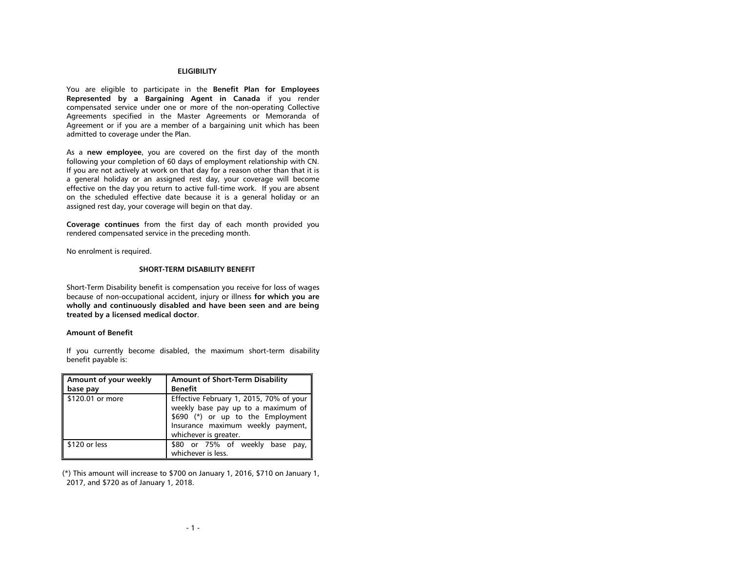## ELIGIBILITY

You are eligible to participate in the **Benefit Plan for Employees Represented by a Bargaining Agent in Canada** if you render compensated service under one or more of the non-operating Collective Agreements specified in the Master Agreements or Memoranda of Agreement or if you are a member of a bargaining unit which has been admitted to coverage under the Plan.

As a **new employee**, you are covered on the first day of the month following your completion of 60 days of employment relationship with CN. If you are not actively at work on that day for a reason other than that it is a general holiday or an assigned rest day, your coverage will become effective on the day you return to active full-time work. If you are absent on the scheduled effective date because it is a general holiday or an assigned rest day, your coverage will begin on that day.

**Coverage continues** from the first day of each month provided you rendered compensated service in the preceding month.

No enrolment is required.

## SHORT-TERM DISABILITY BENEFIT

Short-Term Disability benefit is compensation you receive for loss of wages because of non-occupational accident, injury or illness **for which you are wholly and continuously disabled and have been seen and are being treated by a licensed medical doctor**.

**Amount of Benefit**

If you currently become disabled, the maximum short-term disability benefit payable is:

| Amount of your weekly base pay | Amount of Short-Term Disability Benefit |
| --- | --- |
| $120.01 or more | Effective February 1, 2015, 70% of your weekly base pay up to a maximum of $690 (*) or up to the Employment Insurance maximum weekly payment, whichever is greater. |
| $120 or less | $80 or 75% of weekly base pay, whichever is less. |

(*) This amount will increase to $700 on January 1, 2016, $710 on January 1, 2017, and $720 as of January 1, 2018.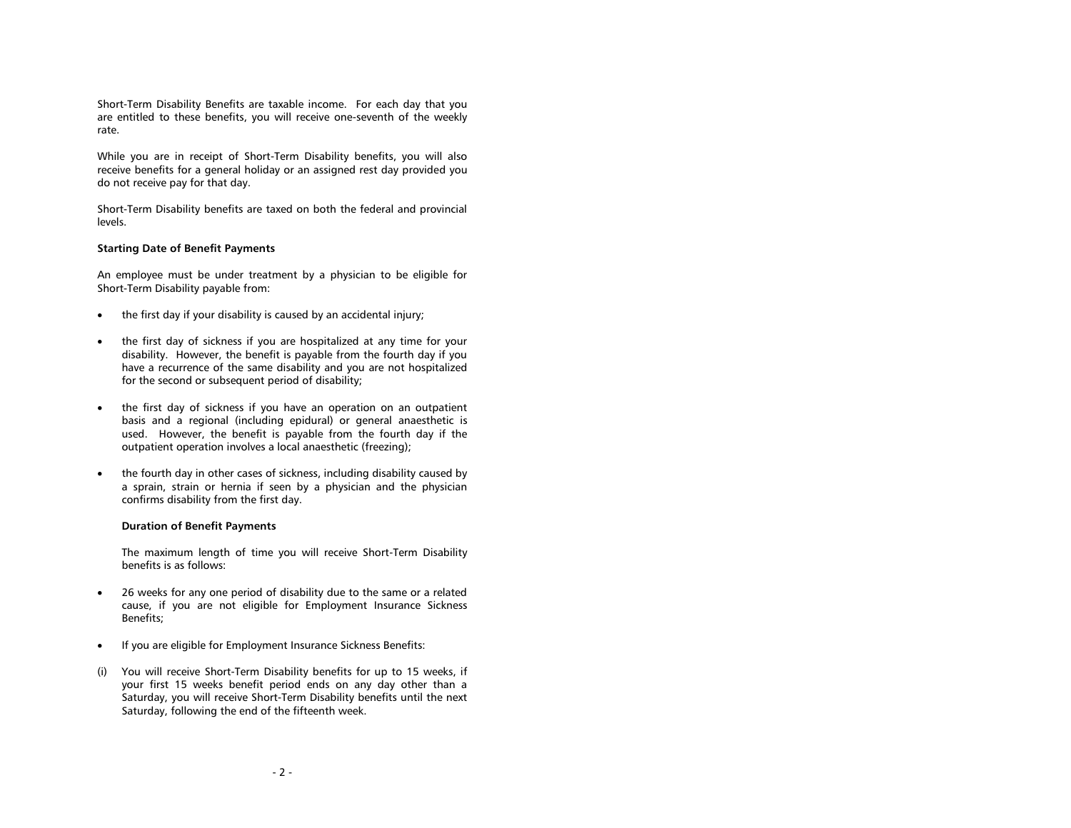Short-Term Disability Benefits are taxable income. For each day that you are entitled to these benefits, you will receive one-seventh of the weekly rate.

While you are in receipt of Short-Term Disability benefits, you will also receive benefits for a general holiday or an assigned rest day provided you do not receive pay for that day.

Short-Term Disability benefits are taxed on both the federal and provincial levels.

**Starting Date of Benefit Payments**

An employee must be under treatment by a physician to be eligible for Short-Term Disability payable from:

- the first day if your disability is caused by an accidental injury;
- the first day of sickness if you are hospitalized at any time for your disability. However, the benefit is payable from the fourth day if you have a recurrence of the same disability and you are not hospitalized for the second or subsequent period of disability;
- the first day of sickness if you have an operation on an outpatient basis and a regional (including epidural) or general anaesthetic is used. However, the benefit is payable from the fourth day if the outpatient operation involves a local anaesthetic (freezing);
- the fourth day in other cases of sickness, including disability caused by a sprain, strain or hernia if seen by a physician and the physician confirms disability from the first day.

**Duration of Benefit Payments**

The maximum length of time you will receive Short-Term Disability benefits is as follows:

- 26 weeks for any one period of disability due to the same or a related cause, if you are not eligible for Employment Insurance Sickness Benefits;
- If you are eligible for Employment Insurance Sickness Benefits:

(i) You will receive Short-Term Disability benefits for up to 15 weeks, if your first 15 weeks benefit period ends on any day other than a Saturday, you will receive Short-Term Disability benefits until the next Saturday, following the end of the fifteenth week.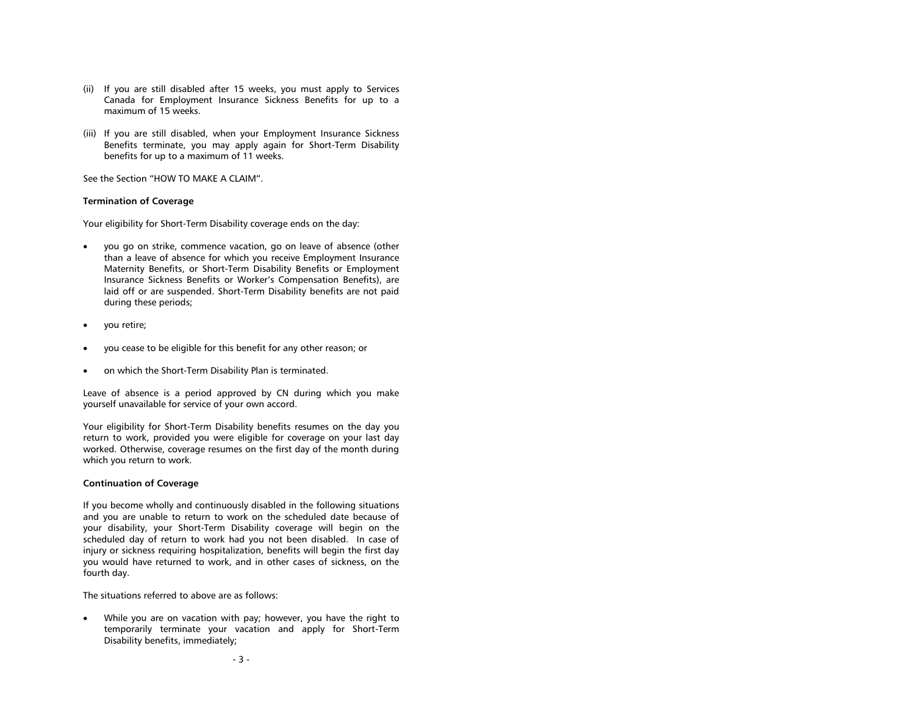(ii) If you are still disabled after 15 weeks, you must apply to Services Canada for Employment Insurance Sickness Benefits for up to a maximum of 15 weeks.

(iii) If you are still disabled, when your Employment Insurance Sickness Benefits terminate, you may apply again for Short-Term Disability benefits for up to a maximum of 11 weeks.

See the Section "HOW TO MAKE A CLAIM".

**Termination of Coverage**

Your eligibility for Short-Term Disability coverage ends on the day:

- you go on strike, commence vacation, go on leave of absence (other than a leave of absence for which you receive Employment Insurance Maternity Benefits, or Short-Term Disability Benefits or Employment Insurance Sickness Benefits or Worker's Compensation Benefits), are laid off or are suspended. Short-Term Disability benefits are not paid during these periods;
- you retire;
- you cease to be eligible for this benefit for any other reason; or
- on which the Short-Term Disability Plan is terminated.

Leave of absence is a period approved by CN during which you make yourself unavailable for service of your own accord.

Your eligibility for Short-Term Disability benefits resumes on the day you return to work, provided you were eligible for coverage on your last day worked. Otherwise, coverage resumes on the first day of the month during which you return to work.

**Continuation of Coverage**

If you become wholly and continuously disabled in the following situations and you are unable to return to work on the scheduled date because of your disability, your Short-Term Disability coverage will begin on the scheduled day of return to work had you not been disabled. In case of injury or sickness requiring hospitalization, benefits will begin the first day you would have returned to work, and in other cases of sickness, on the fourth day.

The situations referred to above are as follows:

- While you are on vacation with pay; however, you have the right to temporarily terminate your vacation and apply for Short-Term Disability benefits, immediately;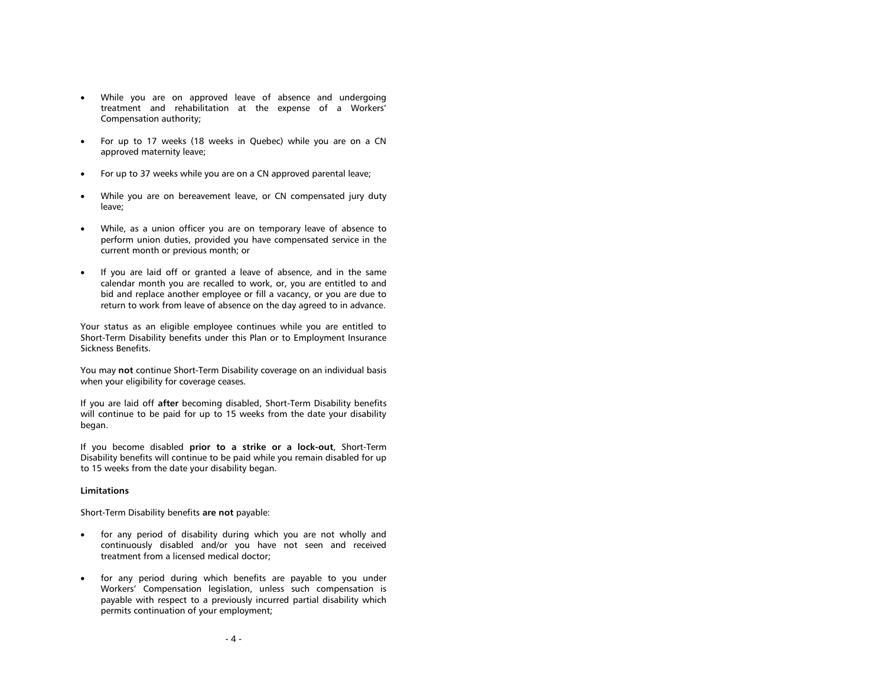- While you are on approved leave of absence and undergoing treatment and rehabilitation at the expense of a Workers' Compensation authority;

- For up to 17 weeks (18 weeks in Quebec) while you are on a CN approved maternity leave;

- For up to 37 weeks while you are on a CN approved parental leave;

- While you are on bereavement leave, or CN compensated jury duty leave;

- While, as a union officer you are on temporary leave of absence to perform union duties, provided you have compensated service in the current month or previous month; or

- If you are laid off or granted a leave of absence, and in the same calendar month you are recalled to work, or, you are entitled to and bid and replace another employee or fill a vacancy, or you are due to return to work from leave of absence on the day agreed to in advance.

Your status as an eligible employee continues while you are entitled to Short-Term Disability benefits under this Plan or to Employment Insurance Sickness Benefits.

You may **not** continue Short-Term Disability coverage on an individual basis when your eligibility for coverage ceases.

If you are laid off **after** becoming disabled, Short-Term Disability benefits will continue to be paid for up to 15 weeks from the date your disability began.

If you become disabled **prior to a strike or a lock-out**, Short-Term Disability benefits will continue to be paid while you remain disabled for up to 15 weeks from the date your disability began.

**Limitations**

Short-Term Disability benefits **are not** payable:

- for any period of disability during which you are not wholly and continuously disabled and/or you have not seen and received treatment from a licensed medical doctor;

- for any period during which benefits are payable to you under Workers' Compensation legislation, unless such compensation is payable with respect to a previously incurred partial disability which permits continuation of your employment;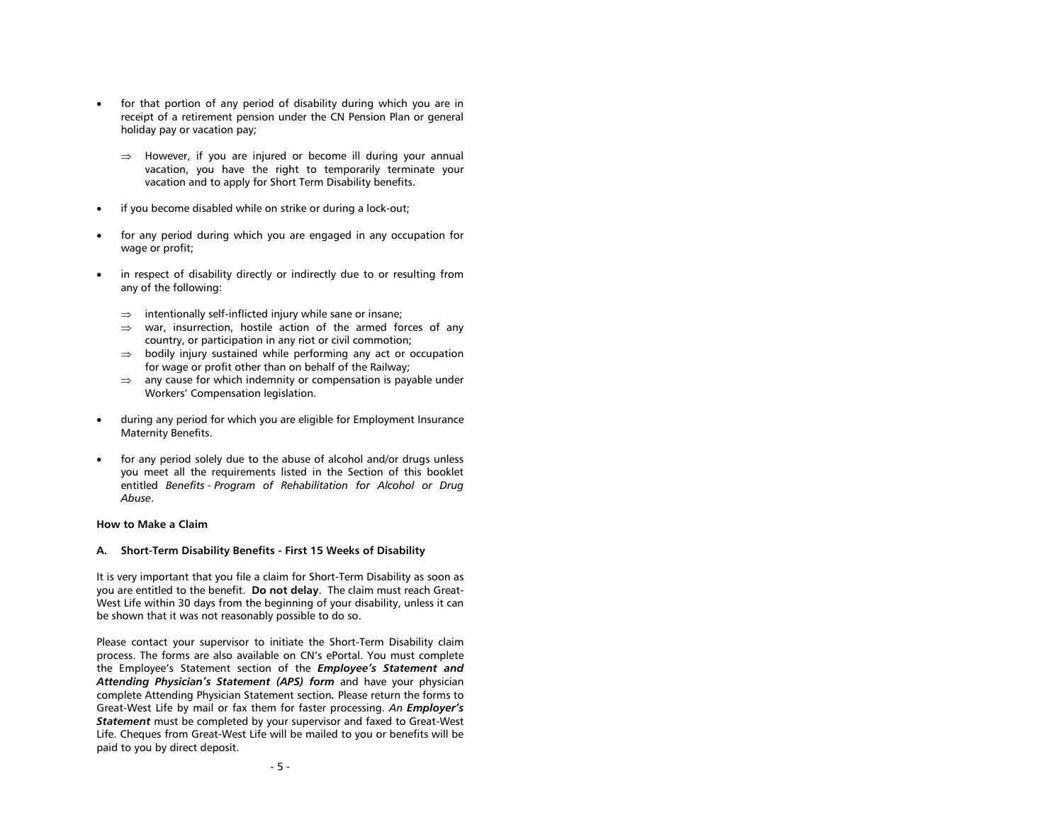- for that portion of any period of disability during which you are in receipt of a retirement pension under the CN Pension Plan or general holiday pay or vacation pay;

  ⇒ However, if you are injured or become ill during your annual vacation, you have the right to temporarily terminate your vacation and to apply for Short Term Disability benefits.

- if you become disabled while on strike or during a lock-out;

- for any period during which you are engaged in any occupation for wage or profit;

- in respect of disability directly or indirectly due to or resulting from any of the following:

  ⇒ intentionally self-inflicted injury while sane or insane;
  ⇒ war, insurrection, hostile action of the armed forces of any country, or participation in any riot or civil commotion;
  ⇒ bodily injury sustained while performing any act or occupation for wage or profit other than on behalf of the Railway;
  ⇒ any cause for which indemnity or compensation is payable under Workers' Compensation legislation.

- during any period for which you are eligible for Employment Insurance Maternity Benefits.

- for any period solely due to the abuse of alcohol and/or drugs unless you meet all the requirements listed in the Section of this booklet entitled *Benefits - Program of Rehabilitation for Alcohol or Drug Abuse*.

**How to Make a Claim**

**A. Short-Term Disability Benefits - First 15 Weeks of Disability**

It is very important that you file a claim for Short-Term Disability as soon as you are entitled to the benefit. **Do not delay**. The claim must reach Great-West Life within 30 days from the beginning of your disability, unless it can be shown that it was not reasonably possible to do so.

Please contact your supervisor to initiate the Short-Term Disability claim process. The forms are also available on CN's ePortal. You must complete the Employee's Statement section of the ***Employee's Statement and Attending Physician's Statement (APS) form*** and have your physician complete Attending Physician Statement section. Please return the forms to Great-West Life by mail or fax them for faster processing. *An **Employer's Statement*** must be completed by your supervisor and faxed to Great-West Life. Cheques from Great-West Life will be mailed to you or benefits will be paid to you by direct deposit.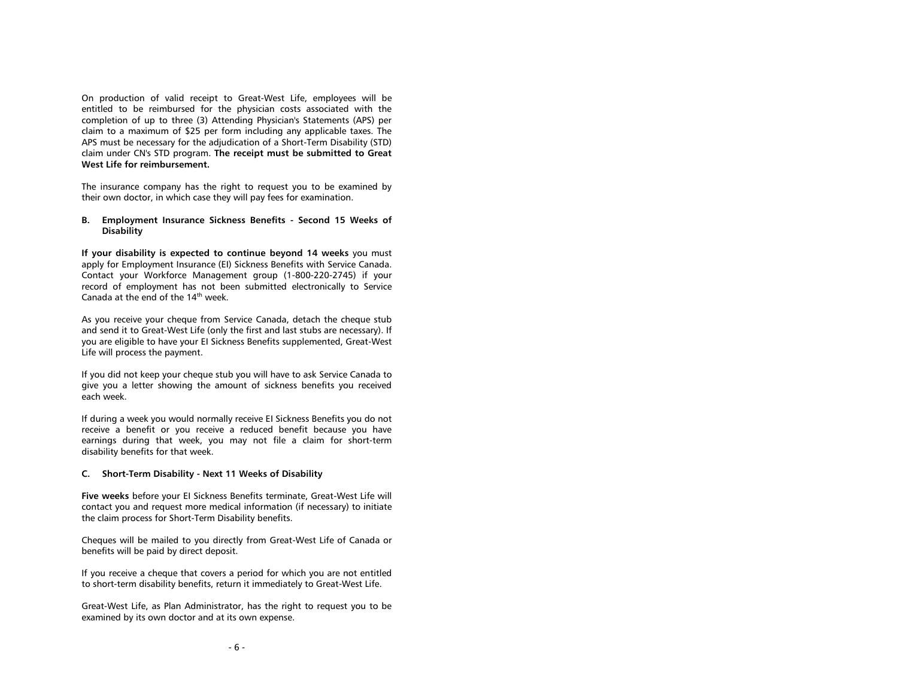On production of valid receipt to Great-West Life, employees will be entitled to be reimbursed for the physician costs associated with the completion of up to three (3) Attending Physician's Statements (APS) per claim to a maximum of $25 per form including any applicable taxes. The APS must be necessary for the adjudication of a Short-Term Disability (STD) claim under CN's STD program. **The receipt must be submitted to Great West Life for reimbursement.**

The insurance company has the right to request you to be examined by their own doctor, in which case they will pay fees for examination.

### B. Employment Insurance Sickness Benefits - Second 15 Weeks of Disability

**If your disability is expected to continue beyond 14 weeks** you must apply for Employment Insurance (EI) Sickness Benefits with Service Canada. Contact your Workforce Management group (1-800-220-2745) if your record of employment has not been submitted electronically to Service Canada at the end of the 14th week.

As you receive your cheque from Service Canada, detach the cheque stub and send it to Great-West Life (only the first and last stubs are necessary). If you are eligible to have your EI Sickness Benefits supplemented, Great-West Life will process the payment.

If you did not keep your cheque stub you will have to ask Service Canada to give you a letter showing the amount of sickness benefits you received each week.

If during a week you would normally receive EI Sickness Benefits you do not receive a benefit or you receive a reduced benefit because you have earnings during that week, you may not file a claim for short-term disability benefits for that week.

### C. Short-Term Disability - Next 11 Weeks of Disability

**Five weeks** before your EI Sickness Benefits terminate, Great-West Life will contact you and request more medical information (if necessary) to initiate the claim process for Short-Term Disability benefits.

Cheques will be mailed to you directly from Great-West Life of Canada or benefits will be paid by direct deposit.

If you receive a cheque that covers a period for which you are not entitled to short-term disability benefits, return it immediately to Great-West Life.

Great-West Life, as Plan Administrator, has the right to request you to be examined by its own doctor and at its own expense.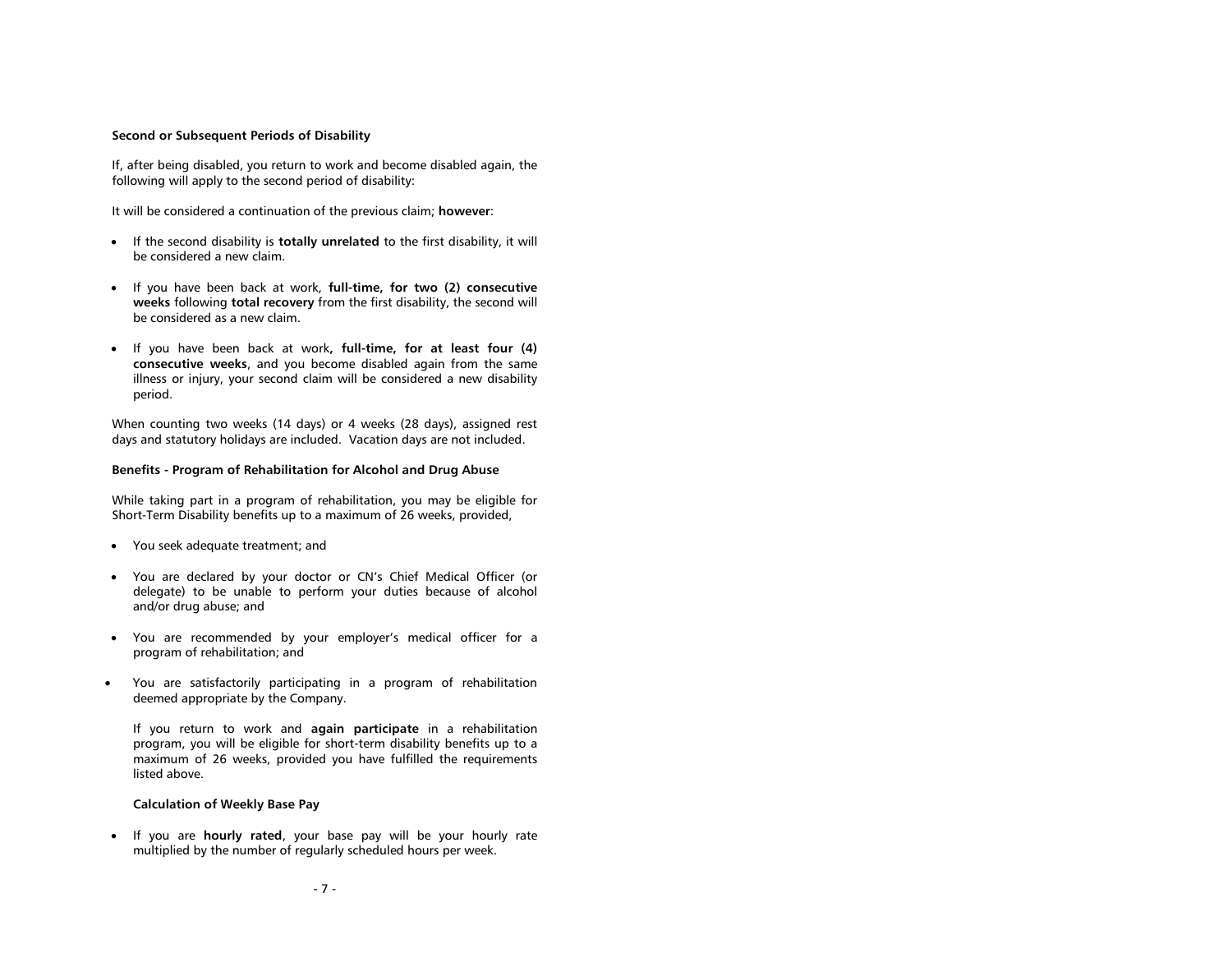**Second or Subsequent Periods of Disability**

If, after being disabled, you return to work and become disabled again, the following will apply to the second period of disability:

It will be considered a continuation of the previous claim; **however**:

- If the second disability is **totally unrelated** to the first disability, it will be considered a new claim.
- If you have been back at work, **full-time, for two (2) consecutive weeks** following **total recovery** from the first disability, the second will be considered as a new claim.
- If you have been back at work**, full-time, for at least four (4) consecutive weeks**, and you become disabled again from the same illness or injury, your second claim will be considered a new disability period.

When counting two weeks (14 days) or 4 weeks (28 days), assigned rest days and statutory holidays are included. Vacation days are not included.

**Benefits - Program of Rehabilitation for Alcohol and Drug Abuse**

While taking part in a program of rehabilitation, you may be eligible for Short-Term Disability benefits up to a maximum of 26 weeks, provided,

- You seek adequate treatment; and
- You are declared by your doctor or CN's Chief Medical Officer (or delegate) to be unable to perform your duties because of alcohol and/or drug abuse; and
- You are recommended by your employer's medical officer for a program of rehabilitation; and
- You are satisfactorily participating in a program of rehabilitation deemed appropriate by the Company.

If you return to work and **again participate** in a rehabilitation program, you will be eligible for short-term disability benefits up to a maximum of 26 weeks, provided you have fulfilled the requirements listed above.

**Calculation of Weekly Base Pay**

- If you are **hourly rated**, your base pay will be your hourly rate multiplied by the number of regularly scheduled hours per week.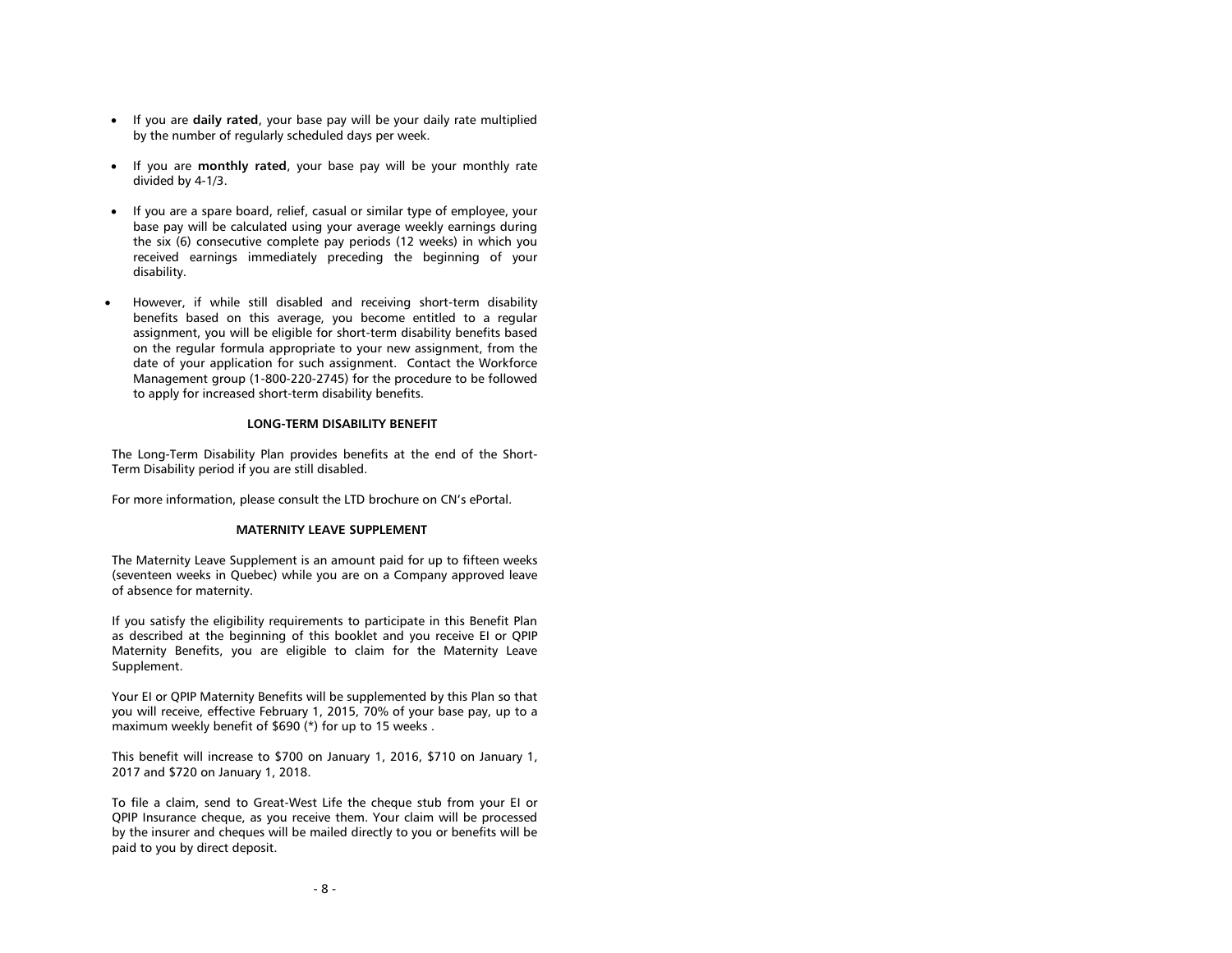- If you are **daily rated**, your base pay will be your daily rate multiplied by the number of regularly scheduled days per week.

- If you are **monthly rated**, your base pay will be your monthly rate divided by 4-1/3.

- If you are a spare board, relief, casual or similar type of employee, your base pay will be calculated using your average weekly earnings during the six (6) consecutive complete pay periods (12 weeks) in which you received earnings immediately preceding the beginning of your disability.

- However, if while still disabled and receiving short-term disability benefits based on this average, you become entitled to a regular assignment, you will be eligible for short-term disability benefits based on the regular formula appropriate to your new assignment, from the date of your application for such assignment. Contact the Workforce Management group (1-800-220-2745) for the procedure to be followed to apply for increased short-term disability benefits.

## LONG-TERM DISABILITY BENEFIT

The Long-Term Disability Plan provides benefits at the end of the Short-Term Disability period if you are still disabled.

For more information, please consult the LTD brochure on CN's ePortal.

## MATERNITY LEAVE SUPPLEMENT

The Maternity Leave Supplement is an amount paid for up to fifteen weeks (seventeen weeks in Quebec) while you are on a Company approved leave of absence for maternity.

If you satisfy the eligibility requirements to participate in this Benefit Plan as described at the beginning of this booklet and you receive EI or QPIP Maternity Benefits, you are eligible to claim for the Maternity Leave Supplement.

Your EI or QPIP Maternity Benefits will be supplemented by this Plan so that you will receive, effective February 1, 2015, 70% of your base pay, up to a maximum weekly benefit of $690 (*) for up to 15 weeks .

This benefit will increase to $700 on January 1, 2016, $710 on January 1, 2017 and $720 on January 1, 2018.

To file a claim, send to Great-West Life the cheque stub from your EI or QPIP Insurance cheque, as you receive them. Your claim will be processed by the insurer and cheques will be mailed directly to you or benefits will be paid to you by direct deposit.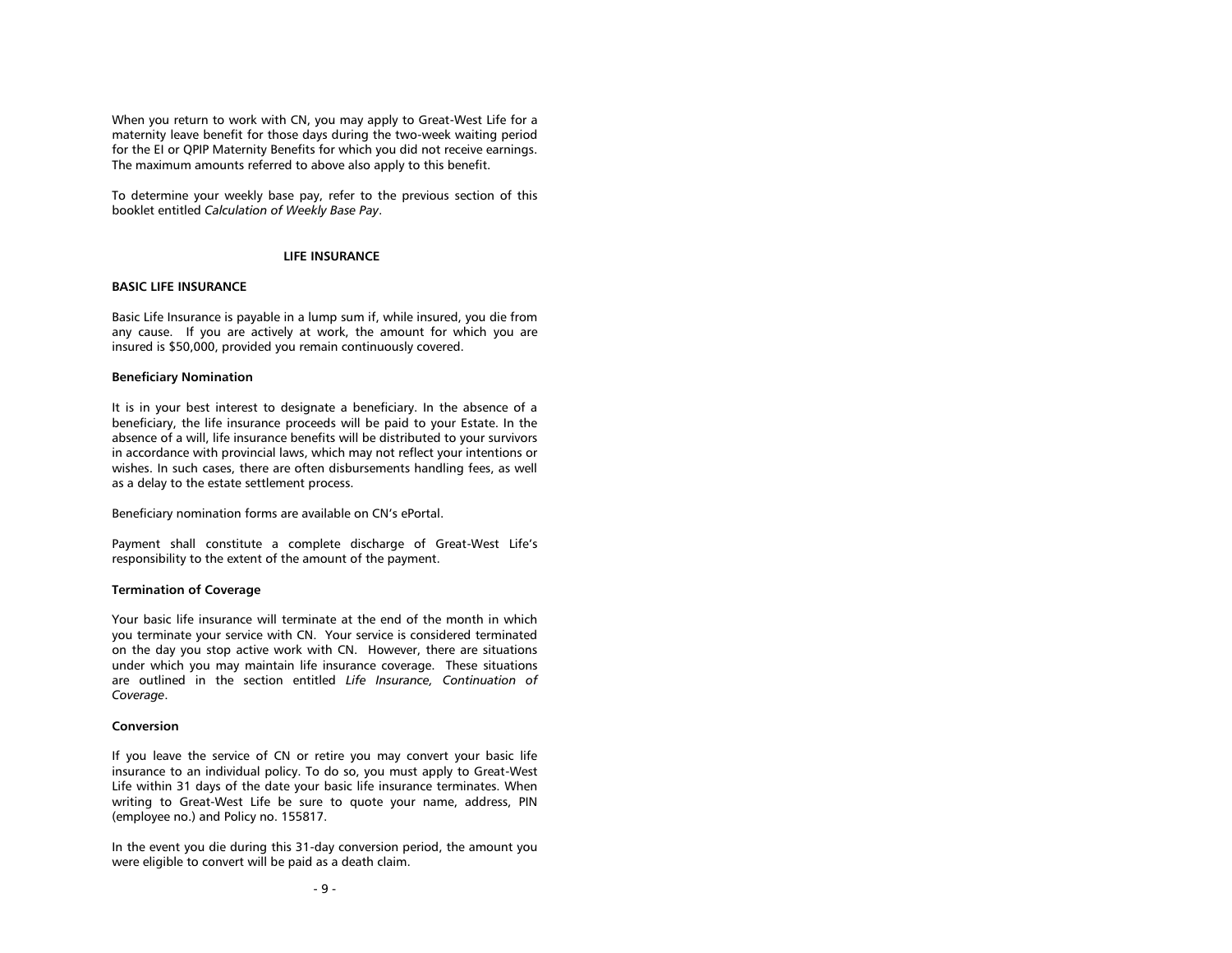When you return to work with CN, you may apply to Great-West Life for a maternity leave benefit for those days during the two-week waiting period for the EI or QPIP Maternity Benefits for which you did not receive earnings. The maximum amounts referred to above also apply to this benefit.

To determine your weekly base pay, refer to the previous section of this booklet entitled *Calculation of Weekly Base Pay*.

## LIFE INSURANCE

### BASIC LIFE INSURANCE

Basic Life Insurance is payable in a lump sum if, while insured, you die from any cause. If you are actively at work, the amount for which you are insured is $50,000, provided you remain continuously covered.

#### Beneficiary Nomination

It is in your best interest to designate a beneficiary. In the absence of a beneficiary, the life insurance proceeds will be paid to your Estate. In the absence of a will, life insurance benefits will be distributed to your survivors in accordance with provincial laws, which may not reflect your intentions or wishes. In such cases, there are often disbursements handling fees, as well as a delay to the estate settlement process.

Beneficiary nomination forms are available on CN's ePortal.

Payment shall constitute a complete discharge of Great-West Life's responsibility to the extent of the amount of the payment.

#### Termination of Coverage

Your basic life insurance will terminate at the end of the month in which you terminate your service with CN. Your service is considered terminated on the day you stop active work with CN. However, there are situations under which you may maintain life insurance coverage. These situations are outlined in the section entitled *Life Insurance, Continuation of Coverage*.

#### Conversion

If you leave the service of CN or retire you may convert your basic life insurance to an individual policy. To do so, you must apply to Great-West Life within 31 days of the date your basic life insurance terminates. When writing to Great-West Life be sure to quote your name, address, PIN (employee no.) and Policy no. 155817.

In the event you die during this 31-day conversion period, the amount you were eligible to convert will be paid as a death claim.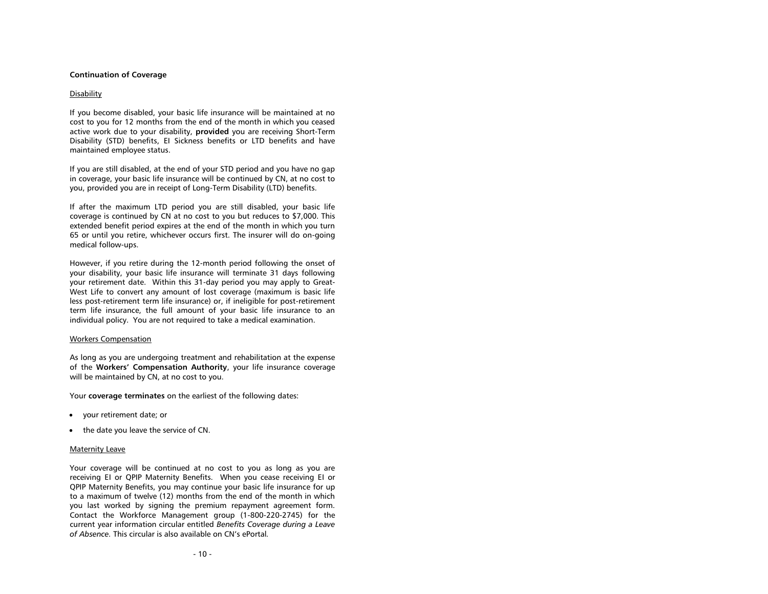**Continuation of Coverage**

Disability

If you become disabled, your basic life insurance will be maintained at no cost to you for 12 months from the end of the month in which you ceased active work due to your disability, **provided** you are receiving Short-Term Disability (STD) benefits, EI Sickness benefits or LTD benefits and have maintained employee status.

If you are still disabled, at the end of your STD period and you have no gap in coverage, your basic life insurance will be continued by CN, at no cost to you, provided you are in receipt of Long-Term Disability (LTD) benefits.

If after the maximum LTD period you are still disabled, your basic life coverage is continued by CN at no cost to you but reduces to $7,000. This extended benefit period expires at the end of the month in which you turn 65 or until you retire, whichever occurs first. The insurer will do on-going medical follow-ups.

However, if you retire during the 12-month period following the onset of your disability, your basic life insurance will terminate 31 days following your retirement date. Within this 31-day period you may apply to Great-West Life to convert any amount of lost coverage (maximum is basic life less post-retirement term life insurance) or, if ineligible for post-retirement term life insurance, the full amount of your basic life insurance to an individual policy. You are not required to take a medical examination.

Workers Compensation

As long as you are undergoing treatment and rehabilitation at the expense of the **Workers' Compensation Authority**, your life insurance coverage will be maintained by CN, at no cost to you.

Your **coverage terminates** on the earliest of the following dates:

- your retirement date; or
- the date you leave the service of CN.

Maternity Leave

Your coverage will be continued at no cost to you as long as you are receiving EI or QPIP Maternity Benefits. When you cease receiving EI or QPIP Maternity Benefits, you may continue your basic life insurance for up to a maximum of twelve (12) months from the end of the month in which you last worked by signing the premium repayment agreement form. Contact the Workforce Management group (1-800-220-2745) for the current year information circular entitled *Benefits Coverage during a Leave of Absence*. This circular is also available on CN's ePortal.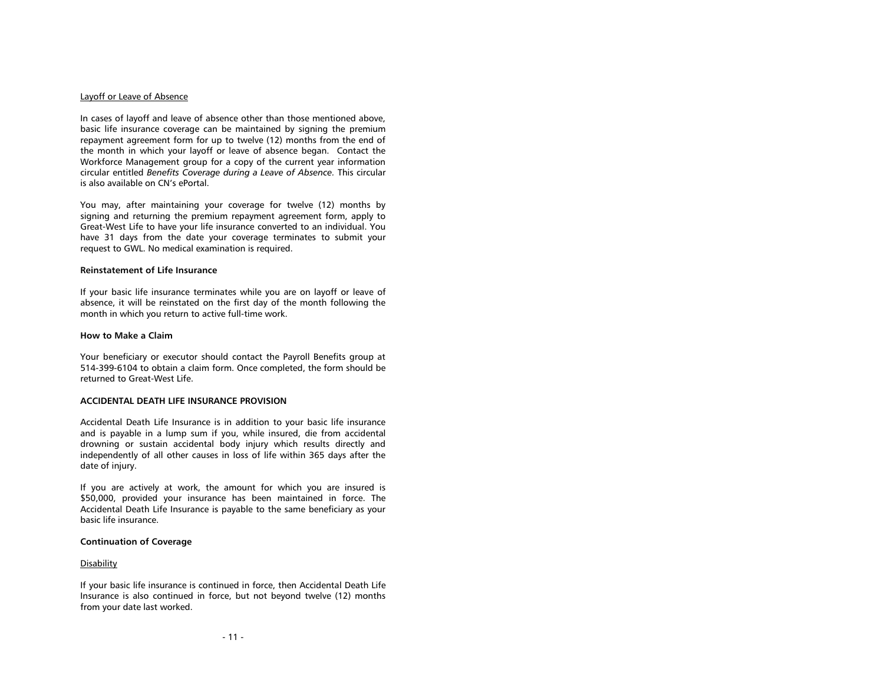Layoff or Leave of Absence

In cases of layoff and leave of absence other than those mentioned above, basic life insurance coverage can be maintained by signing the premium repayment agreement form for up to twelve (12) months from the end of the month in which your layoff or leave of absence began. Contact the Workforce Management group for a copy of the current year information circular entitled *Benefits Coverage during a Leave of Absence*. This circular is also available on CN's ePortal.

You may, after maintaining your coverage for twelve (12) months by signing and returning the premium repayment agreement form, apply to Great-West Life to have your life insurance converted to an individual. You have 31 days from the date your coverage terminates to submit your request to GWL. No medical examination is required.

**Reinstatement of Life Insurance**

If your basic life insurance terminates while you are on layoff or leave of absence, it will be reinstated on the first day of the month following the month in which you return to active full-time work.

**How to Make a Claim**

Your beneficiary or executor should contact the Payroll Benefits group at 514-399-6104 to obtain a claim form. Once completed, the form should be returned to Great-West Life.

**ACCIDENTAL DEATH LIFE INSURANCE PROVISION**

Accidental Death Life Insurance is in addition to your basic life insurance and is payable in a lump sum if you, while insured, die from accidental drowning or sustain accidental body injury which results directly and independently of all other causes in loss of life within 365 days after the date of injury.

If you are actively at work, the amount for which you are insured is $50,000, provided your insurance has been maintained in force. The Accidental Death Life Insurance is payable to the same beneficiary as your basic life insurance.

**Continuation of Coverage**

Disability

If your basic life insurance is continued in force, then Accidental Death Life Insurance is also continued in force, but not beyond twelve (12) months from your date last worked.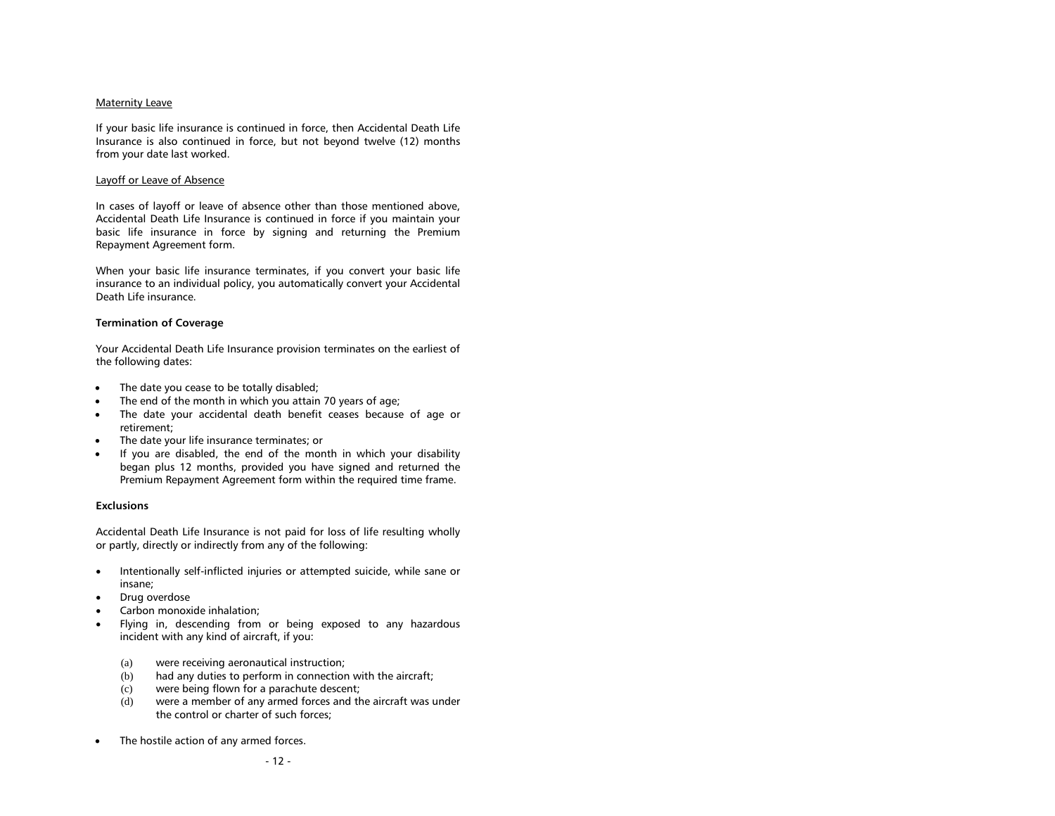Maternity Leave

If your basic life insurance is continued in force, then Accidental Death Life Insurance is also continued in force, but not beyond twelve (12) months from your date last worked.

Layoff or Leave of Absence

In cases of layoff or leave of absence other than those mentioned above, Accidental Death Life Insurance is continued in force if you maintain your basic life insurance in force by signing and returning the Premium Repayment Agreement form.

When your basic life insurance terminates, if you convert your basic life insurance to an individual policy, you automatically convert your Accidental Death Life insurance.

**Termination of Coverage**

Your Accidental Death Life Insurance provision terminates on the earliest of the following dates:

- The date you cease to be totally disabled;
- The end of the month in which you attain 70 years of age;
- The date your accidental death benefit ceases because of age or retirement;
- The date your life insurance terminates; or
- If you are disabled, the end of the month in which your disability began plus 12 months, provided you have signed and returned the Premium Repayment Agreement form within the required time frame.

**Exclusions**

Accidental Death Life Insurance is not paid for loss of life resulting wholly or partly, directly or indirectly from any of the following:

- Intentionally self-inflicted injuries or attempted suicide, while sane or insane;
- Drug overdose
- Carbon monoxide inhalation;
- Flying in, descending from or being exposed to any hazardous incident with any kind of aircraft, if you:

  (a) were receiving aeronautical instruction;
  (b) had any duties to perform in connection with the aircraft;
  (c) were being flown for a parachute descent;
  (d) were a member of any armed forces and the aircraft was under the control or charter of such forces;

- The hostile action of any armed forces.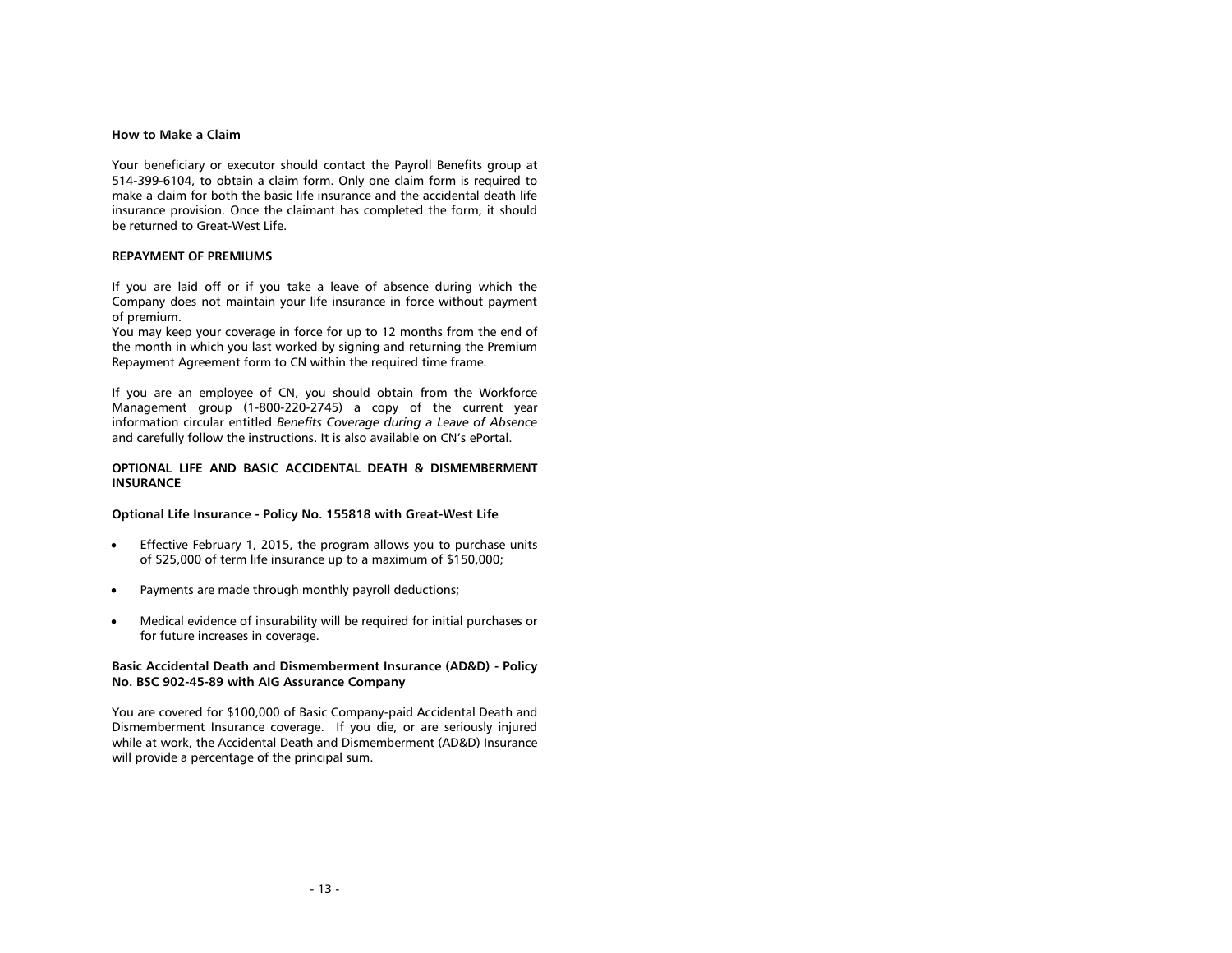**How to Make a Claim**

Your beneficiary or executor should contact the Payroll Benefits group at 514-399-6104, to obtain a claim form. Only one claim form is required to make a claim for both the basic life insurance and the accidental death life insurance provision. Once the claimant has completed the form, it should be returned to Great-West Life.

**REPAYMENT OF PREMIUMS**

If you are laid off or if you take a leave of absence during which the Company does not maintain your life insurance in force without payment of premium.
You may keep your coverage in force for up to 12 months from the end of the month in which you last worked by signing and returning the Premium Repayment Agreement form to CN within the required time frame.

If you are an employee of CN, you should obtain from the Workforce Management group (1-800-220-2745) a copy of the current year information circular entitled *Benefits Coverage during a Leave of Absence* and carefully follow the instructions. It is also available on CN's ePortal.

**OPTIONAL LIFE AND BASIC ACCIDENTAL DEATH & DISMEMBERMENT INSURANCE**

**Optional Life Insurance - Policy No. 155818 with Great-West Life**

- Effective February 1, 2015, the program allows you to purchase units of $25,000 of term life insurance up to a maximum of $150,000;
- Payments are made through monthly payroll deductions;
- Medical evidence of insurability will be required for initial purchases or for future increases in coverage.

**Basic Accidental Death and Dismemberment Insurance (AD&D) - Policy No. BSC 902-45-89 with AIG Assurance Company**

You are covered for $100,000 of Basic Company-paid Accidental Death and Dismemberment Insurance coverage. If you die, or are seriously injured while at work, the Accidental Death and Dismemberment (AD&D) Insurance will provide a percentage of the principal sum.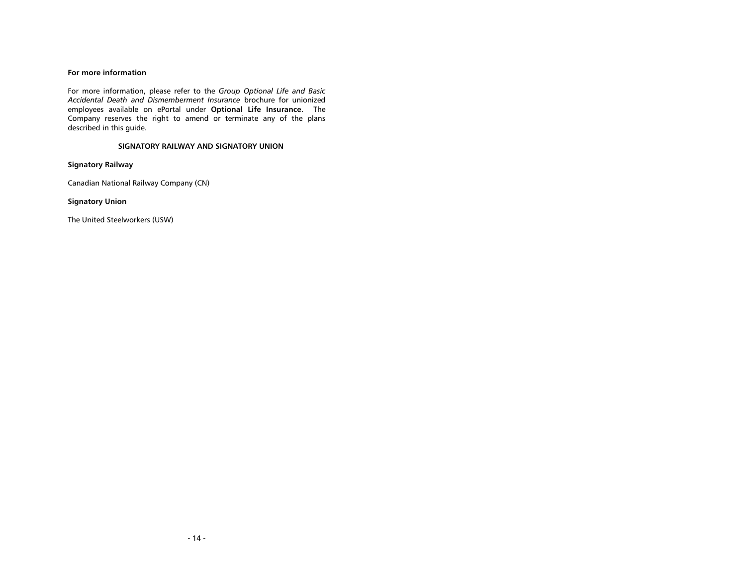**For more information**

For more information, please refer to the *Group Optional Life and Basic Accidental Death and Dismemberment Insurance* brochure for unionized employees available on ePortal under **Optional Life Insurance**. The Company reserves the right to amend or terminate any of the plans described in this guide.

## SIGNATORY RAILWAY AND SIGNATORY UNION

**Signatory Railway**

Canadian National Railway Company (CN)

**Signatory Union**

The United Steelworkers (USW)